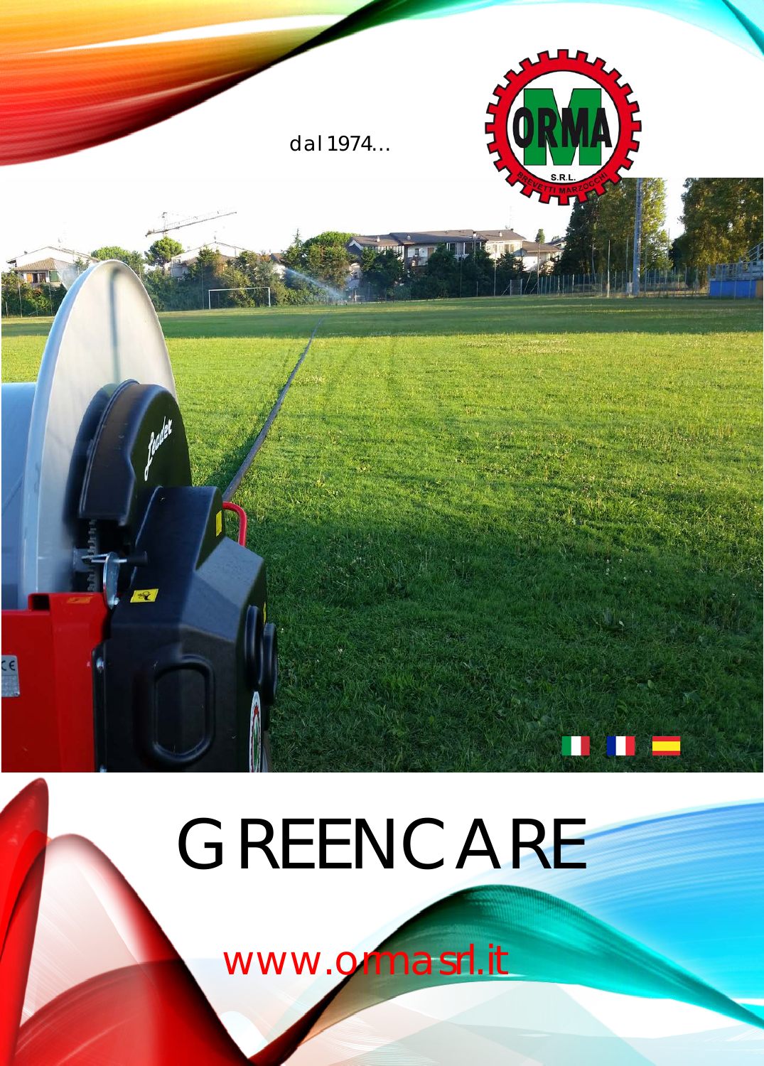dal 1974...

# GREENCARE

www.ormasrl.it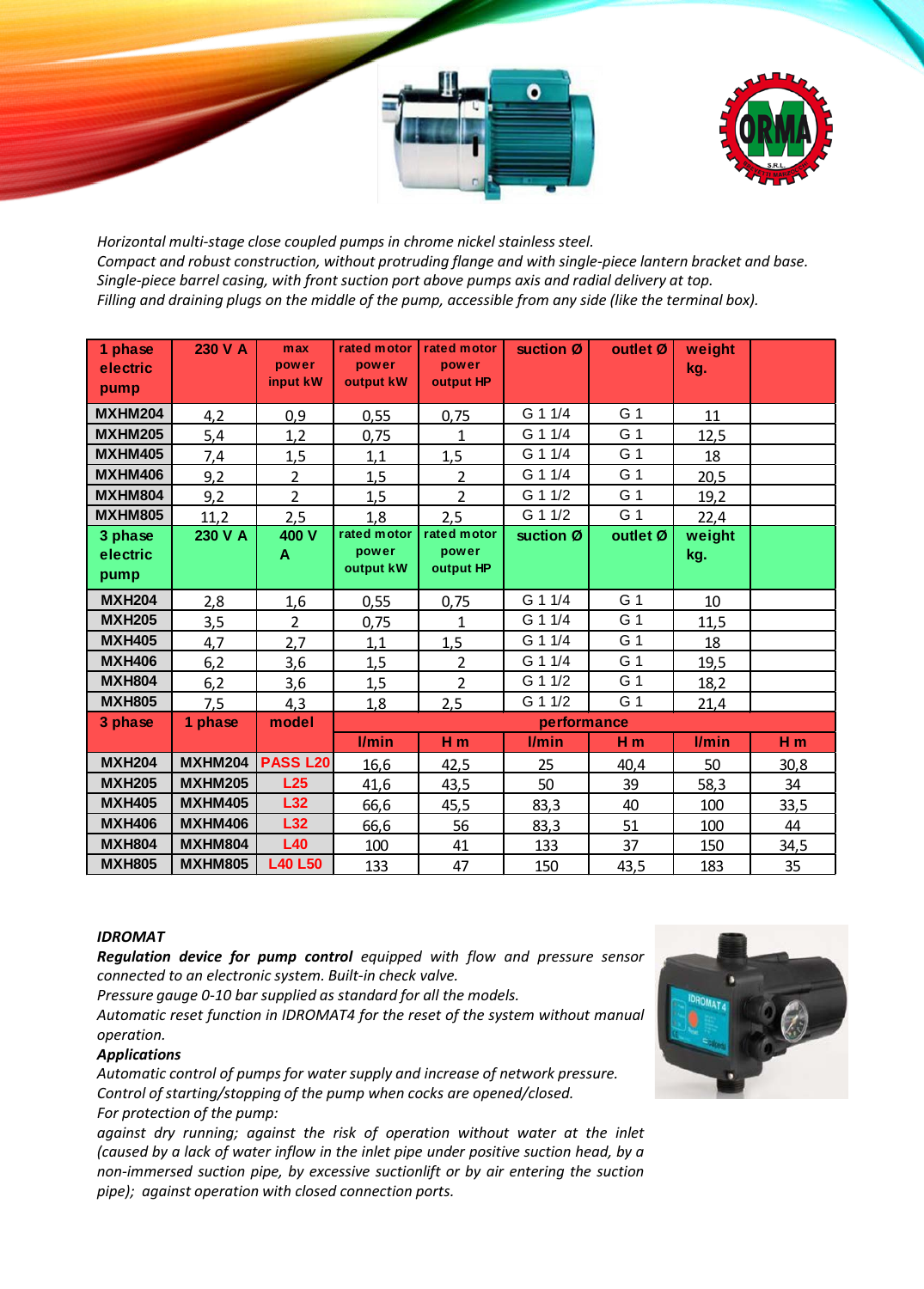*Horizontal multi-stage close coupled pumps in chrome nickel stainless steel.*
*Compact and robust construction, without protruding flange and with single-piece lantern bracket and base.*
*Single-piece barrel casing, with front suction port above pumps axis and radial delivery at top.*
*Filling and draining plugs on the middle of the pump, accessible from any side (like the terminal box).*

| 1 phase electric pump | 230 V A | max power input kW | rated motor power output kW | rated motor power output HP | suction Ø | outlet Ø | weight kg. | |
|---|---|---|---|---|---|---|---|---|
| MXHM204 | 4,2 | 0,9 | 0,55 | 0,75 | G 1 1/4 | G 1 | 11 | |
| MXHM205 | 5,4 | 1,2 | 0,75 | 1 | G 1 1/4 | G 1 | 12,5 | |
| MXHM405 | 7,4 | 1,5 | 1,1 | 1,5 | G 1 1/4 | G 1 | 18 | |
| MXHM406 | 9,2 | 2 | 1,5 | 2 | G 1 1/4 | G 1 | 20,5 | |
| MXHM804 | 9,2 | 2 | 1,5 | 2 | G 1 1/2 | G 1 | 19,2 | |
| MXHM805 | 11,2 | 2,5 | 1,8 | 2,5 | G 1 1/2 | G 1 | 22,4 | |
| **3 phase electric pump** | **230 V A** | **400 V A** | **rated motor power output kW** | **rated motor power output HP** | **suction Ø** | **outlet Ø** | **weight kg.** | |
| MXH204 | 2,8 | 1,6 | 0,55 | 0,75 | G 1 1/4 | G 1 | 10 | |
| MXH205 | 3,5 | 2 | 0,75 | 1 | G 1 1/4 | G 1 | 11,5 | |
| MXH405 | 4,7 | 2,7 | 1,1 | 1,5 | G 1 1/4 | G 1 | 18 | |
| MXH406 | 6,2 | 3,6 | 1,5 | 2 | G 1 1/4 | G 1 | 19,5 | |
| MXH804 | 6,2 | 3,6 | 1,5 | 2 | G 1 1/2 | G 1 | 18,2 | |
| MXH805 | 7,5 | 4,3 | 1,8 | 2,5 | G 1 1/2 | G 1 | 21,4 | |
| **3 phase** | **1 phase** | **model** | **performance** | | | | | |
| | | | **l/min** | **H m** | **l/min** | **H m** | **l/min** | **H m** |
| MXH204 | MXHM204 | PASS L20 | 16,6 | 42,5 | 25 | 40,4 | 50 | 30,8 |
| MXH205 | MXHM205 | L25 | 41,6 | 43,5 | 50 | 39 | 58,3 | 34 |
| MXH405 | MXHM405 | L32 | 66,6 | 45,5 | 83,3 | 40 | 100 | 33,5 |
| MXH406 | MXHM406 | L32 | 66,6 | 56 | 83,3 | 51 | 100 | 44 |
| MXH804 | MXHM804 | L40 | 100 | 41 | 133 | 37 | 150 | 34,5 |
| MXH805 | MXHM805 | L40 L50 | 133 | 47 | 150 | 43,5 | 183 | 35 |

***IDROMAT***

***Regulation device for pump control*** *equipped with flow and pressure sensor connected to an electronic system. Built-in check valve.*
*Pressure gauge 0-10 bar supplied as standard for all the models.*
*Automatic reset function in IDROMAT4 for the reset of the system without manual operation.*

***Applications***

*Automatic control of pumps for water supply and increase of network pressure.*
*Control of starting/stopping of the pump when cocks are opened/closed.*
*For protection of the pump:*
*against dry running; against the risk of operation without water at the inlet (caused by a lack of water inflow in the inlet pipe under positive suction head, by a non-immersed suction pipe, by excessive suctionlift or by air entering the suction pipe); against operation with closed connection ports.*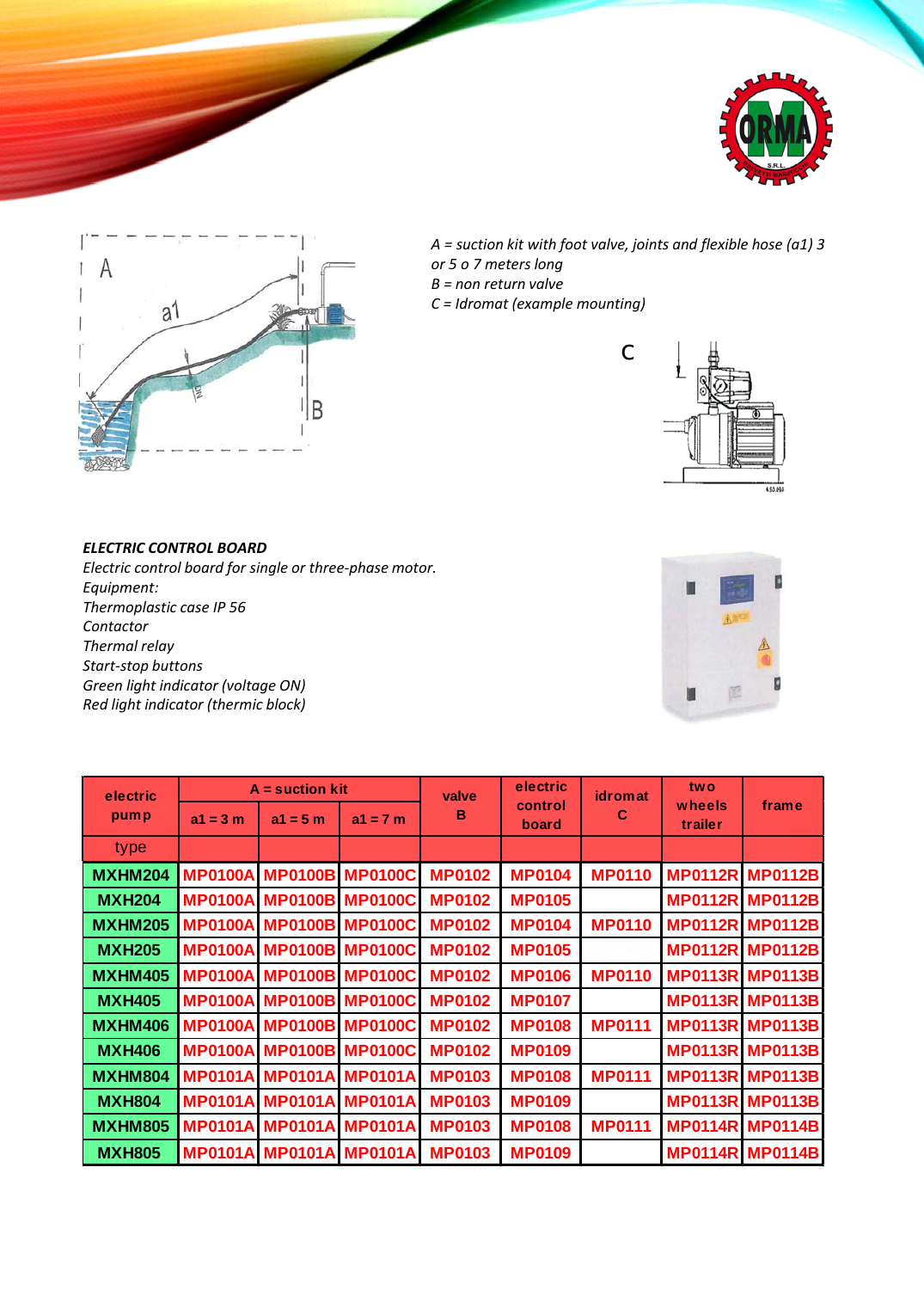*A = suction kit with foot valve, joints and flexible hose (a1) 3 or 5 o 7 meters long*
*B = non return valve*
*C = Idromat (example mounting)*

***ELECTRIC CONTROL BOARD***

*Electric control board for single or three-phase motor.*
*Equipment:*
*Thermoplastic case IP 56*
*Contactor*
*Thermal relay*
*Start-stop buttons*
*Green light indicator (voltage ON)*
*Red light indicator (thermic block)*

| electric pump | A = suction kit | | | valve B | electric control board | idromat C | two wheels trailer | frame |
|---|---|---|---|---|---|---|---|---|
| | a1 = 3 m | a1 = 5 m | a1 = 7 m | | | | | |
| type | | | | | | | | |
| MXHM204 | MP0100A | MP0100B | MP0100C | MP0102 | MP0104 | MP0110 | MP0112R | MP0112B |
| MXH204 | MP0100A | MP0100B | MP0100C | MP0102 | MP0105 | | MP0112R | MP0112B |
| MXHM205 | MP0100A | MP0100B | MP0100C | MP0102 | MP0104 | MP0110 | MP0112R | MP0112B |
| MXH205 | MP0100A | MP0100B | MP0100C | MP0102 | MP0105 | | MP0112R | MP0112B |
| MXHM405 | MP0100A | MP0100B | MP0100C | MP0102 | MP0106 | MP0110 | MP0113R | MP0113B |
| MXH405 | MP0100A | MP0100B | MP0100C | MP0102 | MP0107 | | MP0113R | MP0113B |
| MXHM406 | MP0100A | MP0100B | MP0100C | MP0102 | MP0108 | MP0111 | MP0113R | MP0113B |
| MXH406 | MP0100A | MP0100B | MP0100C | MP0102 | MP0109 | | MP0113R | MP0113B |
| MXHM804 | MP0101A | MP0101A | MP0101A | MP0103 | MP0108 | MP0111 | MP0113R | MP0113B |
| MXH804 | MP0101A | MP0101A | MP0101A | MP0103 | MP0109 | | MP0113R | MP0113B |
| MXHM805 | MP0101A | MP0101A | MP0101A | MP0103 | MP0108 | MP0111 | MP0114R | MP0114B |
| MXH805 | MP0101A | MP0101A | MP0101A | MP0103 | MP0109 | | MP0114R | MP0114B |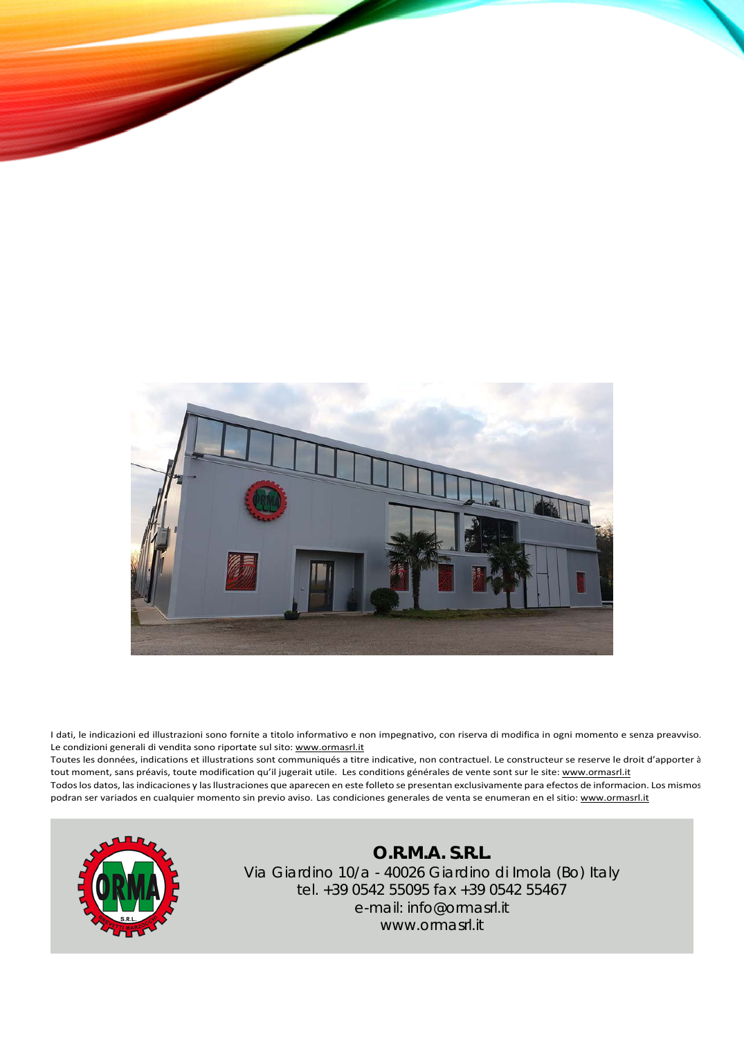I dati, le indicazioni ed illustrazioni sono fornite a titolo informativo e non impegnativo, con riserva di modifica in ogni momento e senza preavviso. Le condizioni generali di vendita sono riportate sul sito: www.ormasrl.it

Toutes les données, indications et illustrations sont communiqués a titre indicative, non contractuel. Le constructeur se reserve le droit d'apporter à tout moment, sans préavis, toute modification qu'il jugerait utile. Les conditions générales de vente sont sur le site: www.ormasrl.it

Todos los datos, las indicaciones y las llustraciones que aparecen en este folleto se presentan exclusivamente para efectos de informacion. Los mismos podran ser variados en cualquier momento sin previo aviso. Las condiciones generales de venta se enumeran en el sitio: www.ormasrl.it

**O.R.M.A. S.R.L.**
Via Giardino 10/a - 40026 Giardino di Imola (Bo) Italy
tel. +39 0542 55095 fax +39 0542 55467
e-mail: info@ormasrl.it
www.ormasrl.it